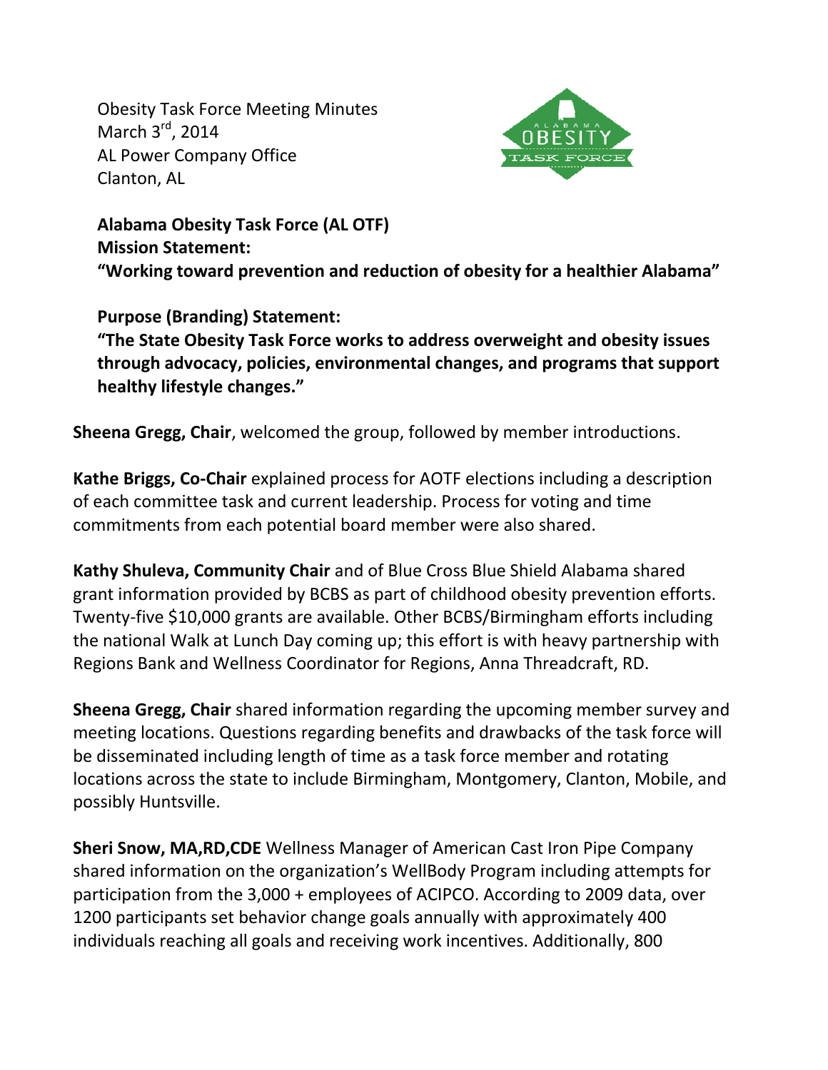Obesity Task Force Meeting Minutes
March 3rd, 2014
AL Power Company Office
Clanton, AL

**Alabama Obesity Task Force (AL OTF)**
**Mission Statement:**
**"Working toward prevention and reduction of obesity for a healthier Alabama"**

**Purpose (Branding) Statement:**
**"The State Obesity Task Force works to address overweight and obesity issues through advocacy, policies, environmental changes, and programs that support healthy lifestyle changes."**

**Sheena Gregg, Chair**, welcomed the group, followed by member introductions.

**Kathe Briggs, Co-Chair** explained process for AOTF elections including a description of each committee task and current leadership. Process for voting and time commitments from each potential board member were also shared.

**Kathy Shuleva, Community Chair** and of Blue Cross Blue Shield Alabama shared grant information provided by BCBS as part of childhood obesity prevention efforts. Twenty-five $10,000 grants are available. Other BCBS/Birmingham efforts including the national Walk at Lunch Day coming up; this effort is with heavy partnership with Regions Bank and Wellness Coordinator for Regions, Anna Threadcraft, RD.

**Sheena Gregg, Chair** shared information regarding the upcoming member survey and meeting locations. Questions regarding benefits and drawbacks of the task force will be disseminated including length of time as a task force member and rotating locations across the state to include Birmingham, Montgomery, Clanton, Mobile, and possibly Huntsville.

**Sheri Snow, MA,RD,CDE** Wellness Manager of American Cast Iron Pipe Company shared information on the organization's WellBody Program including attempts for participation from the 3,000 + employees of ACIPCO. According to 2009 data, over 1200 participants set behavior change goals annually with approximately 400 individuals reaching all goals and receiving work incentives. Additionally, 800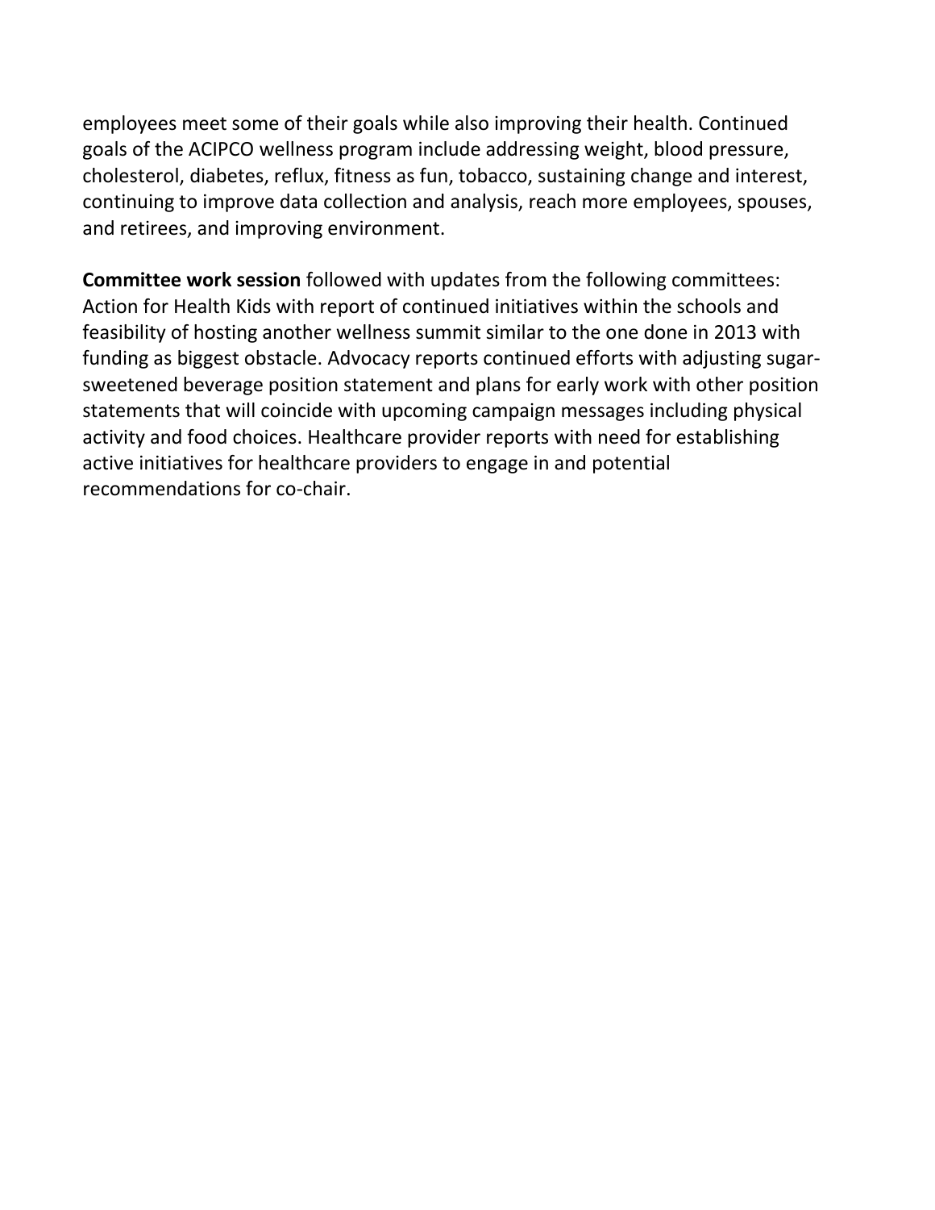employees meet some of their goals while also improving their health. Continued goals of the ACIPCO wellness program include addressing weight, blood pressure, cholesterol, diabetes, reflux, fitness as fun, tobacco, sustaining change and interest, continuing to improve data collection and analysis, reach more employees, spouses, and retirees, and improving environment.

**Committee work session** followed with updates from the following committees: Action for Health Kids with report of continued initiatives within the schools and feasibility of hosting another wellness summit similar to the one done in 2013 with funding as biggest obstacle. Advocacy reports continued efforts with adjusting sugar-sweetened beverage position statement and plans for early work with other position statements that will coincide with upcoming campaign messages including physical activity and food choices. Healthcare provider reports with need for establishing active initiatives for healthcare providers to engage in and potential recommendations for co-chair.